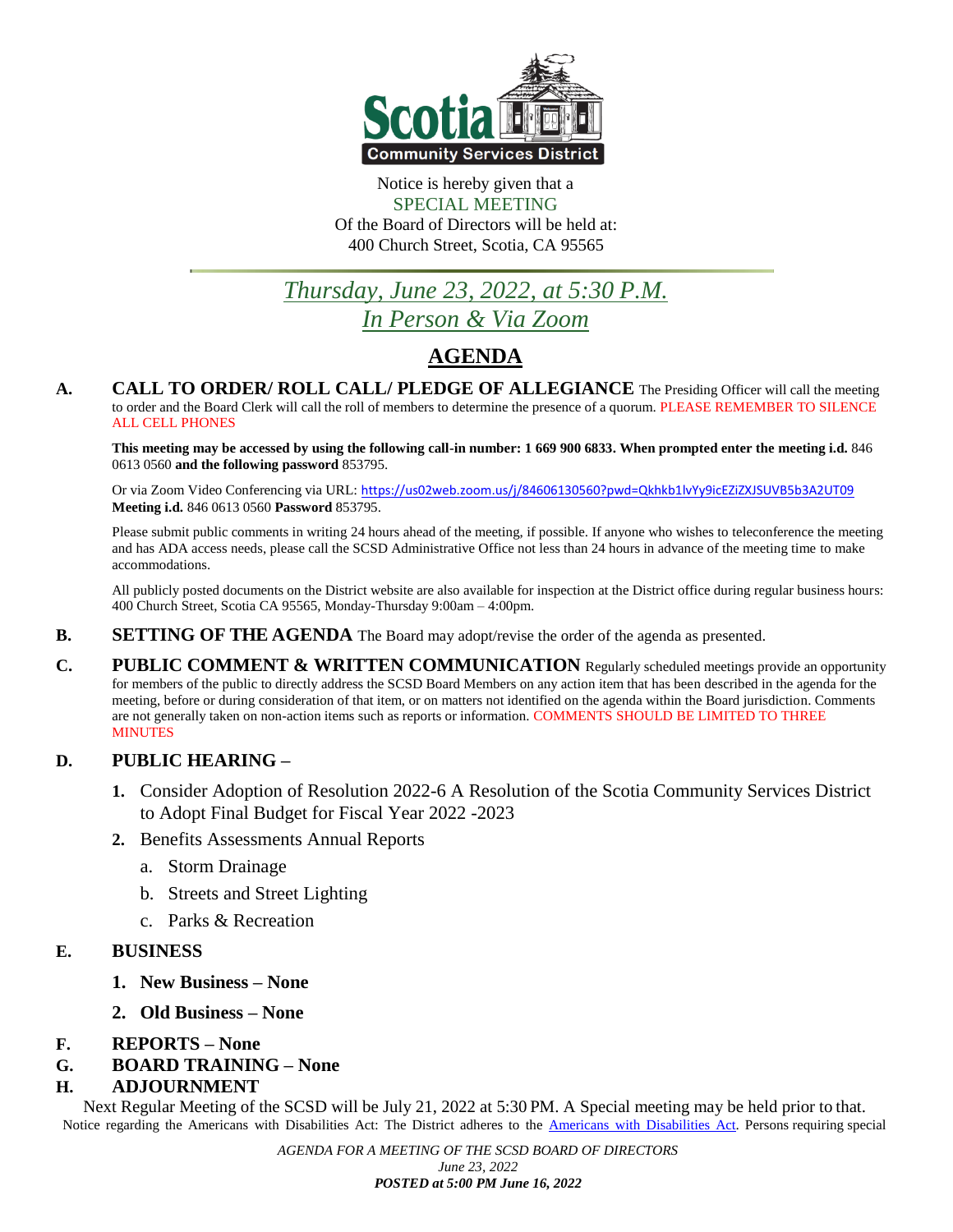Scotia
Community Services District

Notice is hereby given that a
SPECIAL MEETING
Of the Board of Directors will be held at:
400 Church Street, Scotia, CA 95565

# *Thursday, June 23, 2022, at 5:30 P.M.*
# *In Person & Via Zoom*

## AGENDA

**A. CALL TO ORDER/ ROLL CALL/ PLEDGE OF ALLEGIANCE** The Presiding Officer will call the meeting to order and the Board Clerk will call the roll of members to determine the presence of a quorum. PLEASE REMEMBER TO SILENCE ALL CELL PHONES

**This meeting may be accessed by using the following call-in number: 1 669 900 6833. When prompted enter the meeting i.d.** 846 0613 0560 **and the following password** 853795.

Or via Zoom Video Conferencing via URL: https://us02web.zoom.us/j/84606130560?pwd=Qkhkb1lvYy9icEZiZXJSUVB5b3A2UT09 **Meeting i.d.** 846 0613 0560 **Password** 853795.

Please submit public comments in writing 24 hours ahead of the meeting, if possible. If anyone who wishes to teleconference the meeting and has ADA access needs, please call the SCSD Administrative Office not less than 24 hours in advance of the meeting time to make accommodations.

All publicly posted documents on the District website are also available for inspection at the District office during regular business hours: 400 Church Street, Scotia CA 95565, Monday-Thursday 9:00am – 4:00pm.

**B. SETTING OF THE AGENDA** The Board may adopt/revise the order of the agenda as presented.

**C. PUBLIC COMMENT & WRITTEN COMMUNICATION** Regularly scheduled meetings provide an opportunity for members of the public to directly address the SCSD Board Members on any action item that has been described in the agenda for the meeting, before or during consideration of that item, or on matters not identified on the agenda within the Board jurisdiction. Comments are not generally taken on non-action items such as reports or information. COMMENTS SHOULD BE LIMITED TO THREE MINUTES

**D. PUBLIC HEARING –**

1. Consider Adoption of Resolution 2022-6 A Resolution of the Scotia Community Services District to Adopt Final Budget for Fiscal Year 2022 -2023
2. Benefits Assessments Annual Reports
   a. Storm Drainage
   b. Streets and Street Lighting
   c. Parks & Recreation

**E. BUSINESS**

1. **New Business – None**
2. **Old Business – None**

**F. REPORTS – None**

**G. BOARD TRAINING – None**

**H. ADJOURNMENT**

Next Regular Meeting of the SCSD will be July 21, 2022 at 5:30 PM. A Special meeting may be held prior to that.
Notice regarding the Americans with Disabilities Act: The District adheres to the Americans with Disabilities Act. Persons requiring special

*AGENDA FOR A MEETING OF THE SCSD BOARD OF DIRECTORS*
*June 23, 2022*
***POSTED at 5:00 PM June 16, 2022***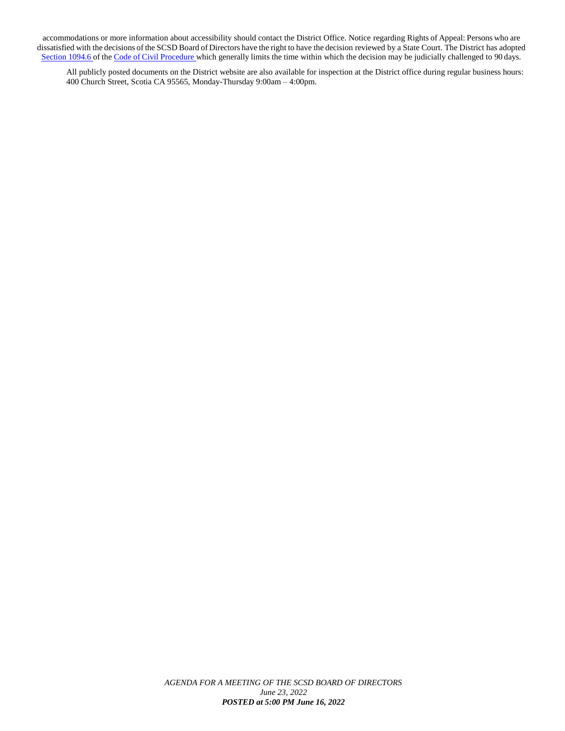accommodations or more information about accessibility should contact the District Office. Notice regarding Rights of Appeal: Persons who are dissatisfied with the decisions of the SCSD Board of Directors have the right to have the decision reviewed by a State Court. The District has adopted Section 1094.6 of the Code of Civil Procedure which generally limits the time within which the decision may be judicially challenged to 90 days.

All publicly posted documents on the District website are also available for inspection at the District office during regular business hours: 400 Church Street, Scotia CA 95565, Monday-Thursday 9:00am – 4:00pm.